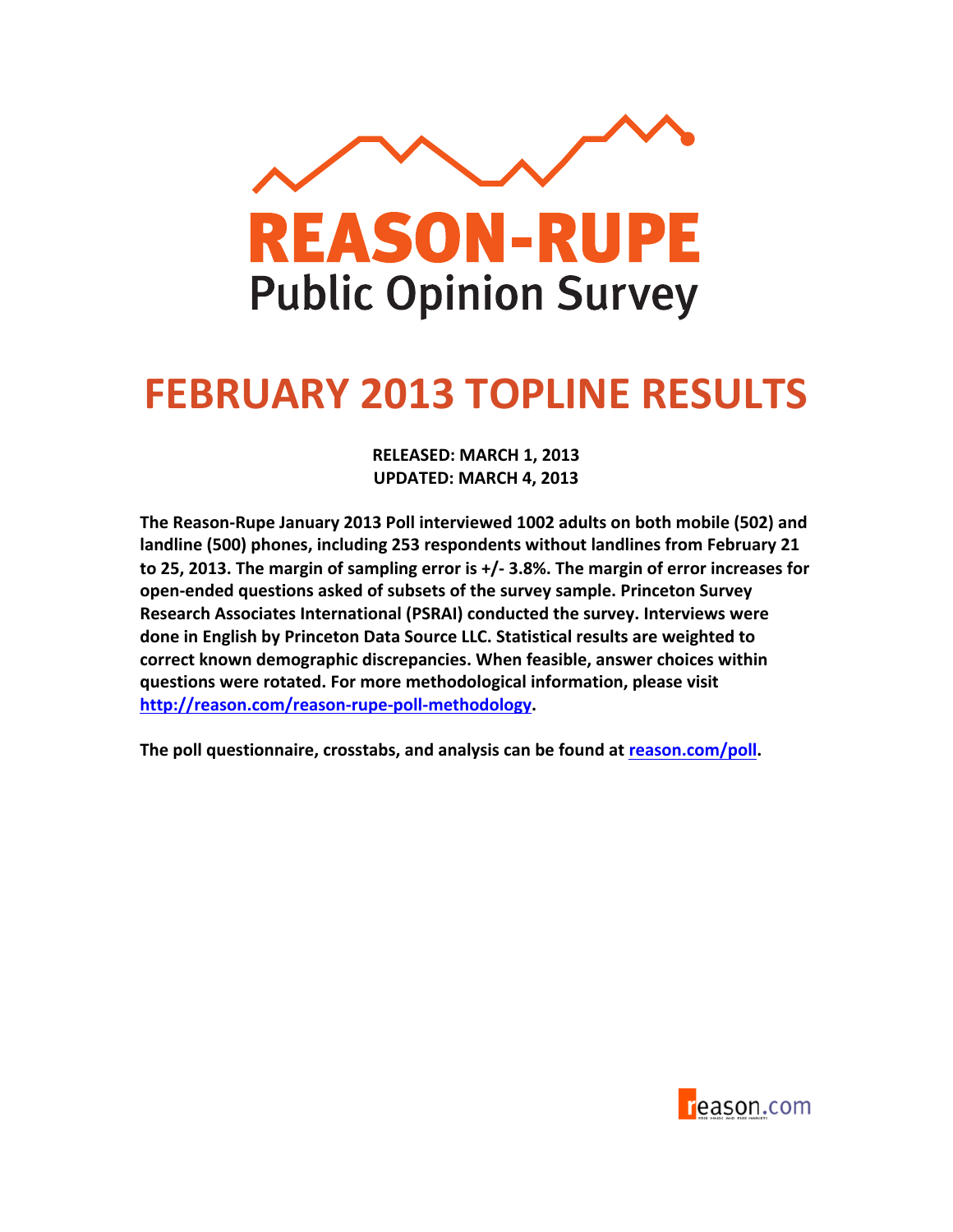# REASON-RUPE

## Public Opinion Survey

# FEBRUARY 2013 TOPLINE RESULTS

**RELEASED: MARCH 1, 2013**
**UPDATED: MARCH 4, 2013**

**The Reason-Rupe January 2013 Poll interviewed 1002 adults on both mobile (502) and landline (500) phones, including 253 respondents without landlines from February 21 to 25, 2013. The margin of sampling error is +/- 3.8%. The margin of error increases for open-ended questions asked of subsets of the survey sample. Princeton Survey Research Associates International (PSRAI) conducted the survey. Interviews were done in English by Princeton Data Source LLC. Statistical results are weighted to correct known demographic discrepancies. When feasible, answer choices within questions were rotated. For more methodological information, please visit [http://reason.com/reason-rupe-poll-methodology](http://reason.com/reason-rupe-poll-methodology).**

**The poll questionnaire, crosstabs, and analysis can be found at [reason.com/poll](http://reason.com/poll).**

reason.com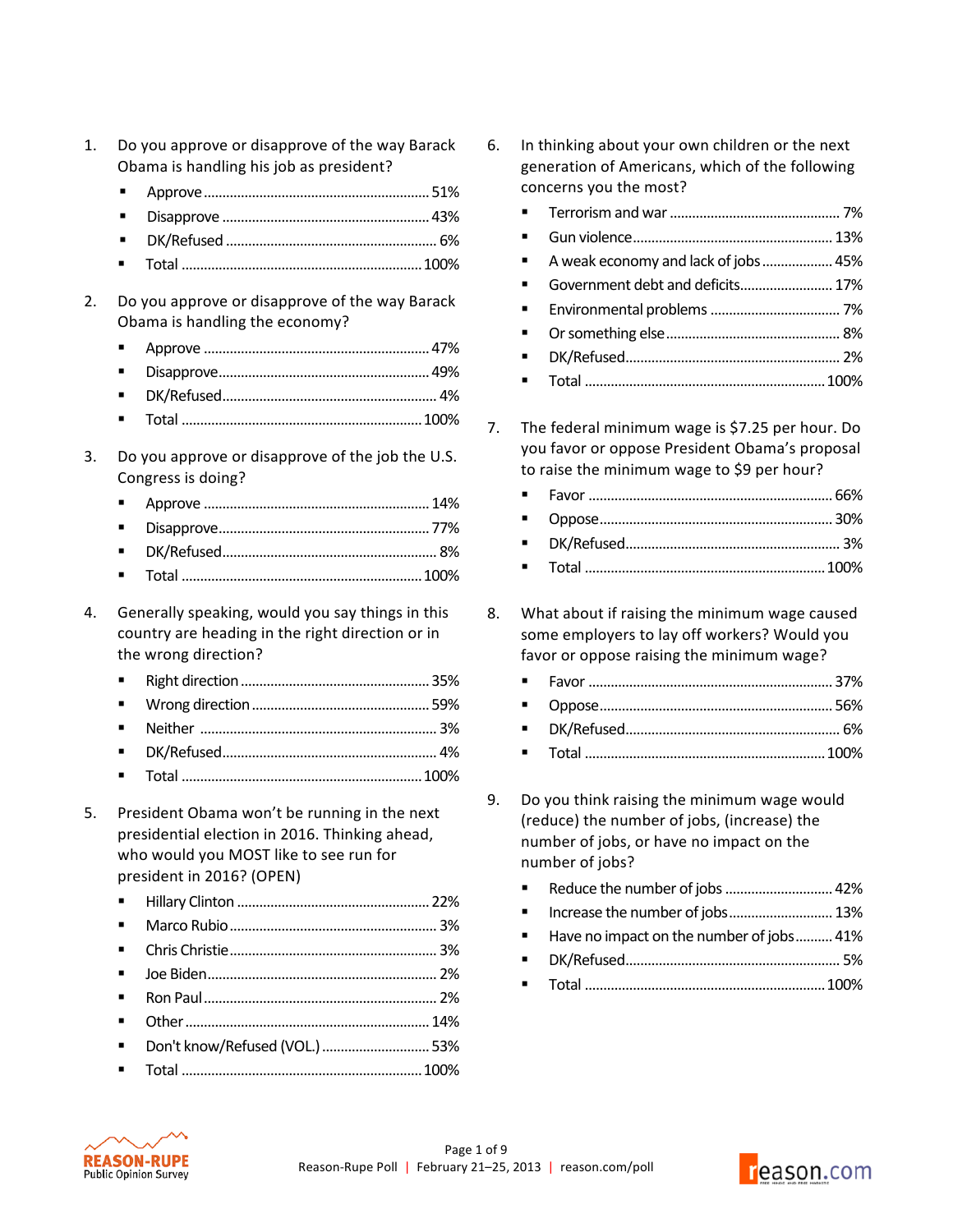1. Do you approve or disapprove of the way Barack Obama is handling his job as president?
   - Approve ............................................................ 51%
   - Disapprove ....................................................... 43%
   - DK/Refused ....................................................... 6%
   - Total ................................................................ 100%

2. Do you approve or disapprove of the way Barack Obama is handling the economy?
   - Approve ............................................................ 47%
   - Disapprove ....................................................... 49%
   - DK/Refused ....................................................... 4%
   - Total ................................................................ 100%

3. Do you approve or disapprove of the job the U.S. Congress is doing?
   - Approve ............................................................ 14%
   - Disapprove ....................................................... 77%
   - DK/Refused ....................................................... 8%
   - Total ................................................................ 100%

4. Generally speaking, would you say things in this country are heading in the right direction or in the wrong direction?
   - Right direction ................................................. 35%
   - Wrong direction ............................................... 59%
   - Neither ............................................................ 3%
   - DK/Refused ....................................................... 4%
   - Total ................................................................ 100%

5. President Obama won't be running in the next presidential election in 2016. Thinking ahead, who would you MOST like to see run for president in 2016? (OPEN)
   - Hillary Clinton .................................................. 22%
   - Marco Rubio ...................................................... 3%
   - Chris Christie ..................................................... 3%
   - Joe Biden .......................................................... 2%
   - Ron Paul ............................................................ 2%
   - Other ................................................................ 14%
   - Don't know/Refused (VOL.) ............................. 53%
   - Total ................................................................ 100%

6. In thinking about your own children or the next generation of Americans, which of the following concerns you the most?
   - Terrorism and war ............................................. 7%
   - Gun violence ..................................................... 13%
   - A weak economy and lack of jobs ..................... 45%
   - Government debt and deficits .......................... 17%
   - Environmental problems ................................... 7%
   - Or something else .............................................. 8%
   - DK/Refused ....................................................... 2%
   - Total ................................................................ 100%

7. The federal minimum wage is $7.25 per hour. Do you favor or oppose President Obama's proposal to raise the minimum wage to $9 per hour?
   - Favor ................................................................ 66%
   - Oppose .............................................................. 30%
   - DK/Refused ....................................................... 3%
   - Total ................................................................ 100%

8. What about if raising the minimum wage caused some employers to lay off workers? Would you favor or oppose raising the minimum wage?
   - Favor ................................................................ 37%
   - Oppose .............................................................. 56%
   - DK/Refused ....................................................... 6%
   - Total ................................................................ 100%

9. Do you think raising the minimum wage would (reduce) the number of jobs, (increase) the number of jobs, or have no impact on the number of jobs?
   - Reduce the number of jobs ............................... 42%
   - Increase the number of jobs ............................. 13%
   - Have no impact on the number of jobs ........... 41%
   - DK/Refused ....................................................... 5%
   - Total ................................................................ 100%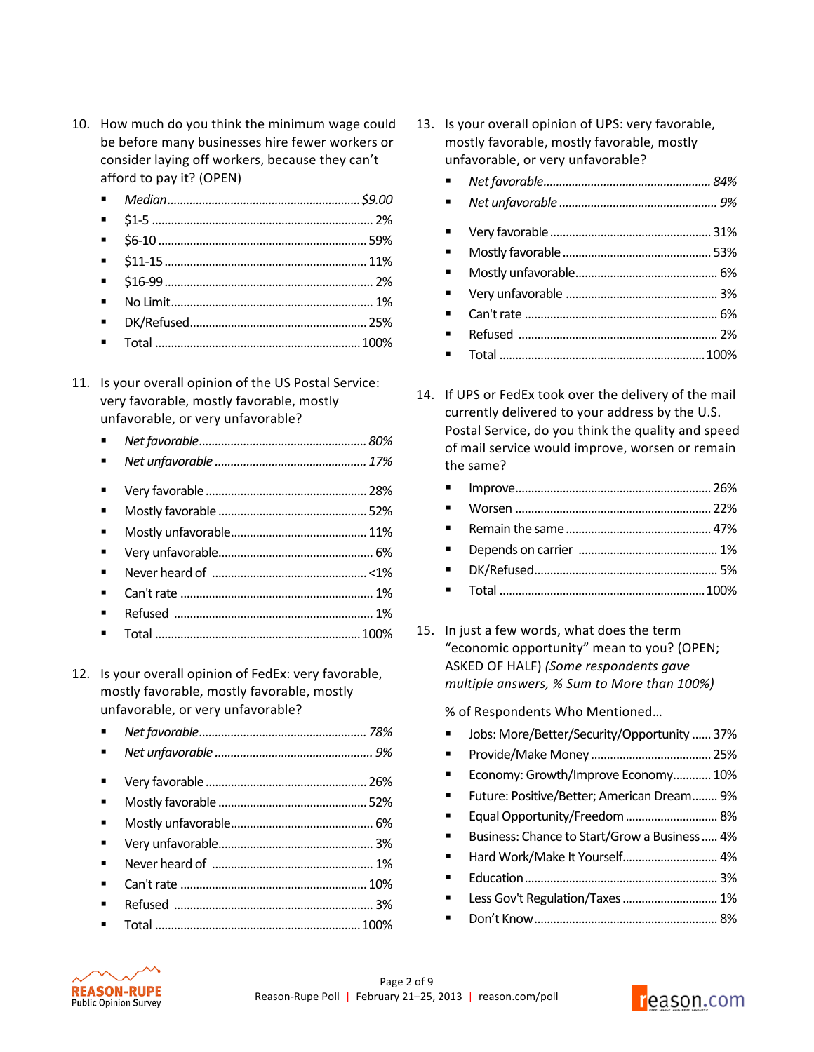10. How much do you think the minimum wage could be before many businesses hire fewer workers or consider laying off workers, because they can't afford to pay it? (OPEN)

- *Median........................................................... $9.00*
- $1-5 .................................................................... 2%
- $6-10 ................................................................. 59%
- $11-15 ............................................................... 11%
- $16-99 ................................................................. 2%
- No Limit............................................................... 1%
- DK/Refused....................................................... 25%
- Total ................................................................. 100%

11. Is your overall opinion of the US Postal Service: very favorable, mostly favorable, mostly unfavorable, or very unfavorable?

- *Net favorable.................................................... 80%*
- *Net unfavorable ................................................ 17%*

- Very favorable .................................................. 28%
- Mostly favorable ............................................... 52%
- Mostly unfavorable........................................... 11%
- Very unfavorable................................................. 6%
- Never heard of ................................................. <1%
- Can't rate ............................................................ 1%
- Refused .............................................................. 1%
- Total ................................................................. 100%

12. Is your overall opinion of FedEx: very favorable, mostly favorable, mostly favorable, mostly unfavorable, or very unfavorable?

- *Net favorable.................................................... 78%*
- *Net unfavorable .................................................. 9%*

- Very favorable .................................................. 26%
- Mostly favorable ............................................... 52%
- Mostly unfavorable............................................. 6%
- Very unfavorable................................................. 3%
- Never heard of ................................................... 1%
- Can't rate .......................................................... 10%
- Refused .............................................................. 3%
- Total ................................................................. 100%

13. Is your overall opinion of UPS: very favorable, mostly favorable, mostly unfavorable, or very unfavorable?

- *Net favorable.................................................... 84%*
- *Net unfavorable .................................................. 9%*

- Very favorable .................................................. 31%
- Mostly favorable ............................................... 53%
- Mostly unfavorable............................................. 6%
- Very unfavorable ................................................ 3%
- Can't rate ............................................................ 6%
- Refused .............................................................. 2%
- Total ................................................................. 100%

14. If UPS or FedEx took over the delivery of the mail currently delivered to your address by the U.S. Postal Service, do you think the quality and speed of mail service would improve, worsen or remain the same?

- Improve............................................................. 26%
- Worsen ............................................................. 22%
- Remain the same .............................................. 47%
- Depends on carrier ............................................ 1%
- DK/Refused......................................................... 5%
- Total ................................................................. 100%

15. In just a few words, what does the term "economic opportunity" mean to you? (OPEN; ASKED OF HALF) *(Some respondents gave multiple answers, % Sum to More than 100%)*

% of Respondents Who Mentioned…

- Jobs: More/Better/Security/Opportunity ...... 37%
- Provide/Make Money ..................................... 25%
- Economy: Growth/Improve Economy............ 10%
- Future: Positive/Better; American Dream........ 9%
- Equal Opportunity/Freedom ............................ 8%
- Business: Chance to Start/Grow a Business ..... 4%
- Hard Work/Make It Yourself............................. 4%
- Education ........................................................... 3%
- Less Gov't Regulation/Taxes ............................. 1%
- Don't Know ........................................................ 8%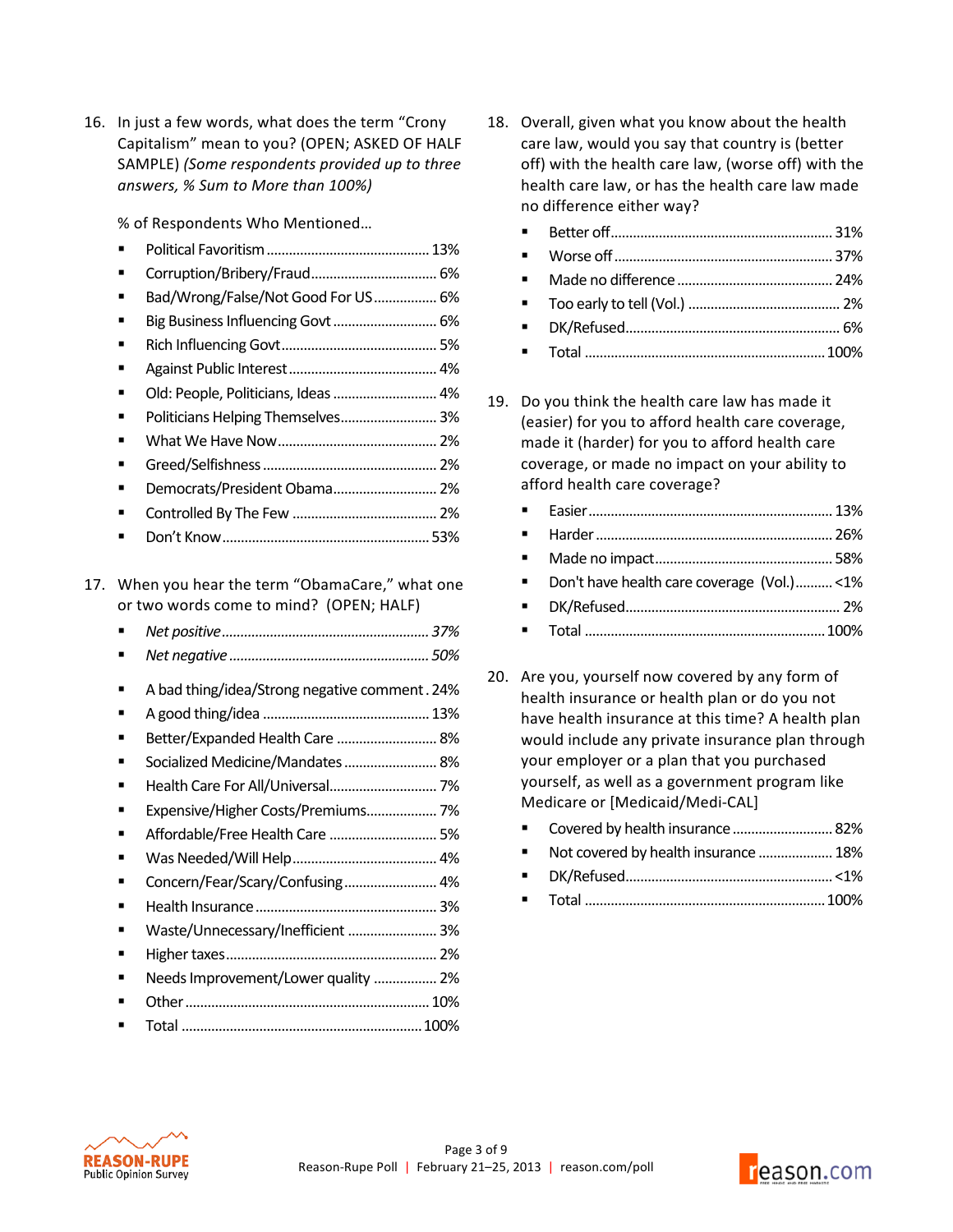16. In just a few words, what does the term "Crony Capitalism" mean to you? (OPEN; ASKED OF HALF SAMPLE) *(Some respondents provided up to three answers, % Sum to More than 100%)*

   % of Respondents Who Mentioned…

   - Political Favoritism .......... 13%
   - Corruption/Bribery/Fraud .......... 6%
   - Bad/Wrong/False/Not Good For US .......... 6%
   - Big Business Influencing Govt .......... 6%
   - Rich Influencing Govt .......... 5%
   - Against Public Interest .......... 4%
   - Old: People, Politicians, Ideas .......... 4%
   - Politicians Helping Themselves .......... 3%
   - What We Have Now .......... 2%
   - Greed/Selfishness .......... 2%
   - Democrats/President Obama .......... 2%
   - Controlled By The Few .......... 2%
   - Don't Know .......... 53%

17. When you hear the term "ObamaCare," what one or two words come to mind? (OPEN; HALF)

   - *Net positive* .......... *37%*
   - *Net negative* .......... *50%*

   - A bad thing/idea/Strong negative comment . 24%
   - A good thing/idea .......... 13%
   - Better/Expanded Health Care .......... 8%
   - Socialized Medicine/Mandates .......... 8%
   - Health Care For All/Universal .......... 7%
   - Expensive/Higher Costs/Premiums .......... 7%
   - Affordable/Free Health Care .......... 5%
   - Was Needed/Will Help .......... 4%
   - Concern/Fear/Scary/Confusing .......... 4%
   - Health Insurance .......... 3%
   - Waste/Unnecessary/Inefficient .......... 3%
   - Higher taxes .......... 2%
   - Needs Improvement/Lower quality .......... 2%
   - Other .......... 10%
   - Total .......... 100%

18. Overall, given what you know about the health care law, would you say that country is (better off) with the health care law, (worse off) with the health care law, or has the health care law made no difference either way?

   - Better off .......... 31%
   - Worse off .......... 37%
   - Made no difference .......... 24%
   - Too early to tell (Vol.) .......... 2%
   - DK/Refused .......... 6%
   - Total .......... 100%

19. Do you think the health care law has made it (easier) for you to afford health care coverage, made it (harder) for you to afford health care coverage, or made no impact on your ability to afford health care coverage?

   - Easier .......... 13%
   - Harder .......... 26%
   - Made no impact .......... 58%
   - Don't have health care coverage (Vol.) .......... <1%
   - DK/Refused .......... 2%
   - Total .......... 100%

20. Are you, yourself now covered by any form of health insurance or health plan or do you not have health insurance at this time? A health plan would include any private insurance plan through your employer or a plan that you purchased yourself, as well as a government program like Medicare or [Medicaid/Medi-CAL]

   - Covered by health insurance .......... 82%
   - Not covered by health insurance .......... 18%
   - DK/Refused .......... <1%
   - Total .......... 100%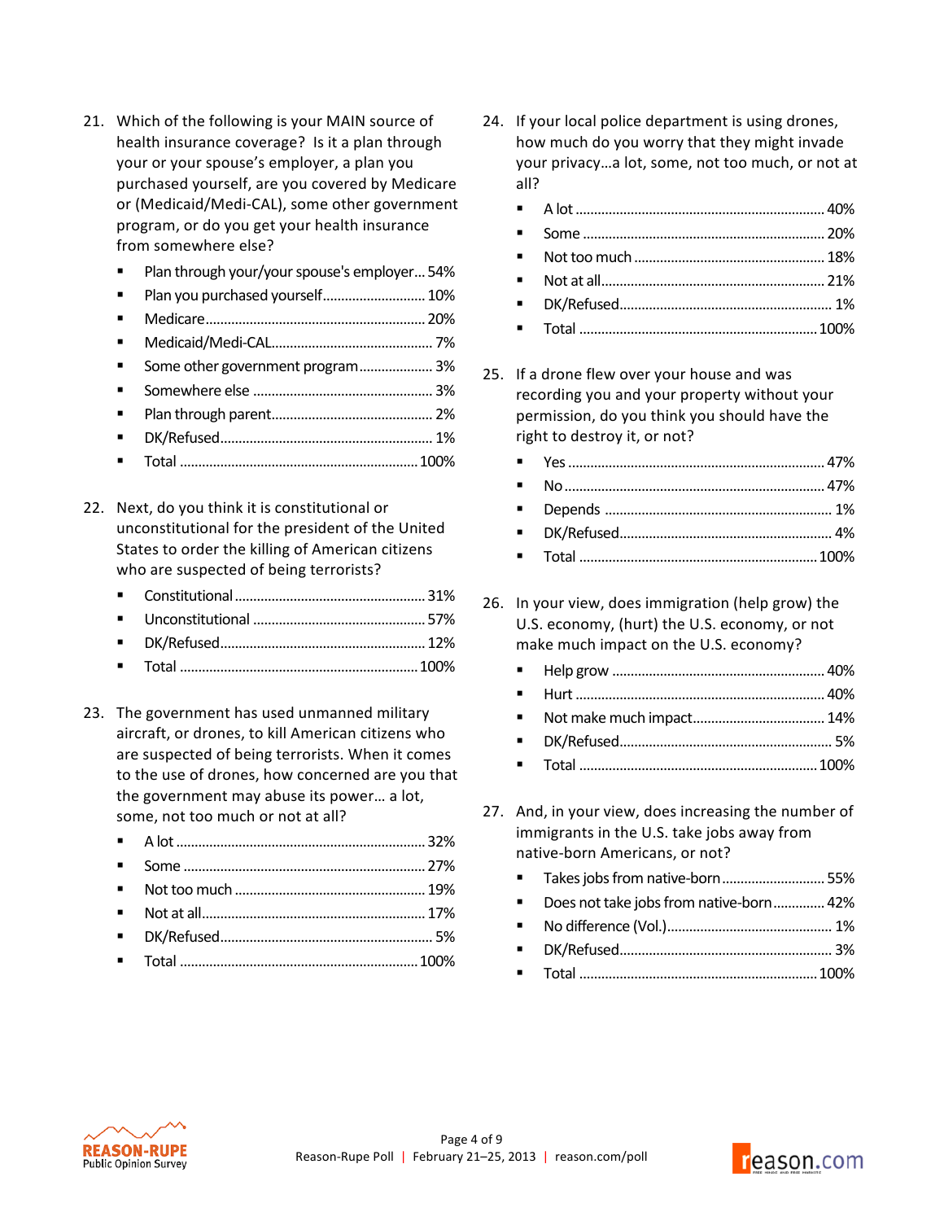21. Which of the following is your MAIN source of health insurance coverage? Is it a plan through your or your spouse's employer, a plan you purchased yourself, are you covered by Medicare or (Medicaid/Medi-CAL), some other government program, or do you get your health insurance from somewhere else?
    - Plan through your/your spouse's employer... 54%
    - Plan you purchased yourself... 10%
    - Medicare... 20%
    - Medicaid/Medi-CAL... 7%
    - Some other government program... 3%
    - Somewhere else... 3%
    - Plan through parent... 2%
    - DK/Refused... 1%
    - Total... 100%

22. Next, do you think it is constitutional or unconstitutional for the president of the United States to order the killing of American citizens who are suspected of being terrorists?
    - Constitutional... 31%
    - Unconstitutional... 57%
    - DK/Refused... 12%
    - Total... 100%

23. The government has used unmanned military aircraft, or drones, to kill American citizens who are suspected of being terrorists. When it comes to the use of drones, how concerned are you that the government may abuse its power… a lot, some, not too much or not at all?
    - A lot... 32%
    - Some... 27%
    - Not too much... 19%
    - Not at all... 17%
    - DK/Refused... 5%
    - Total... 100%

24. If your local police department is using drones, how much do you worry that they might invade your privacy…a lot, some, not too much, or not at all?
    - A lot... 40%
    - Some... 20%
    - Not too much... 18%
    - Not at all... 21%
    - DK/Refused... 1%
    - Total... 100%

25. If a drone flew over your house and was recording you and your property without your permission, do you think you should have the right to destroy it, or not?
    - Yes... 47%
    - No... 47%
    - Depends... 1%
    - DK/Refused... 4%
    - Total... 100%

26. In your view, does immigration (help grow) the U.S. economy, (hurt) the U.S. economy, or not make much impact on the U.S. economy?
    - Help grow... 40%
    - Hurt... 40%
    - Not make much impact... 14%
    - DK/Refused... 5%
    - Total... 100%

27. And, in your view, does increasing the number of immigrants in the U.S. take jobs away from native-born Americans, or not?
    - Takes jobs from native-born... 55%
    - Does not take jobs from native-born... 42%
    - No difference (Vol.)... 1%
    - DK/Refused... 3%
    - Total... 100%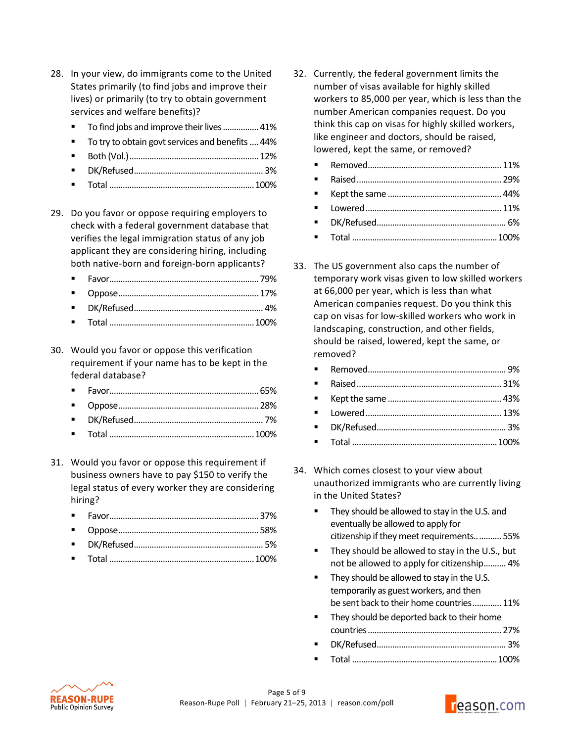28. In your view, do immigrants come to the United States primarily (to find jobs and improve their lives) or primarily (to try to obtain government services and welfare benefits)?
    - To find jobs and improve their lives ................ 41%
    - To try to obtain govt services and benefits .... 44%
    - Both (Vol.) ......................................................... 12%
    - DK/Refused ......................................................... 3%
    - Total ................................................................ 100%

29. Do you favor or oppose requiring employers to check with a federal government database that verifies the legal immigration status of any job applicant they are considering hiring, including both native-born and foreign-born applicants?
    - Favor.................................................................. 79%
    - Oppose.............................................................. 17%
    - DK/Refused ......................................................... 4%
    - Total ................................................................ 100%

30. Would you favor or oppose this verification requirement if your name has to be kept in the federal database?
    - Favor.................................................................. 65%
    - Oppose.............................................................. 28%
    - DK/Refused ......................................................... 7%
    - Total ................................................................ 100%

31. Would you favor or oppose this requirement if business owners have to pay $150 to verify the legal status of every worker they are considering hiring?
    - Favor.................................................................. 37%
    - Oppose.............................................................. 58%
    - DK/Refused ......................................................... 5%
    - Total ................................................................ 100%

32. Currently, the federal government limits the number of visas available for highly skilled workers to 85,000 per year, which is less than the number American companies request. Do you think this cap on visas for highly skilled workers, like engineer and doctors, should be raised, lowered, kept the same, or removed?
    - Removed............................................................ 11%
    - Raised ................................................................ 29%
    - Kept the same .................................................. 44%
    - Lowered ............................................................ 11%
    - DK/Refused ......................................................... 6%
    - Total ................................................................ 100%

33. The US government also caps the number of temporary work visas given to low skilled workers at 66,000 per year, which is less than what American companies request. Do you think this cap on visas for low-skilled workers who work in landscaping, construction, and other fields, should be raised, lowered, kept the same, or removed?
    - Removed.............................................................. 9%
    - Raised ................................................................ 31%
    - Kept the same .................................................. 43%
    - Lowered ............................................................ 13%
    - DK/Refused ......................................................... 3%
    - Total ................................................................ 100%

34. Which comes closest to your view about unauthorized immigrants who are currently living in the United States?
    - They should be allowed to stay in the U.S. and eventually be allowed to apply for citizenship if they meet requirements.. .......... 55%
    - They should be allowed to stay in the U.S., but not be allowed to apply for citizenship.......... 4%
    - They should be allowed to stay in the U.S. temporarily as guest workers, and then be sent back to their home countries............ 11%
    - They should be deported back to their home countries ........................................................... 27%
    - DK/Refused ......................................................... 3%
    - Total ................................................................ 100%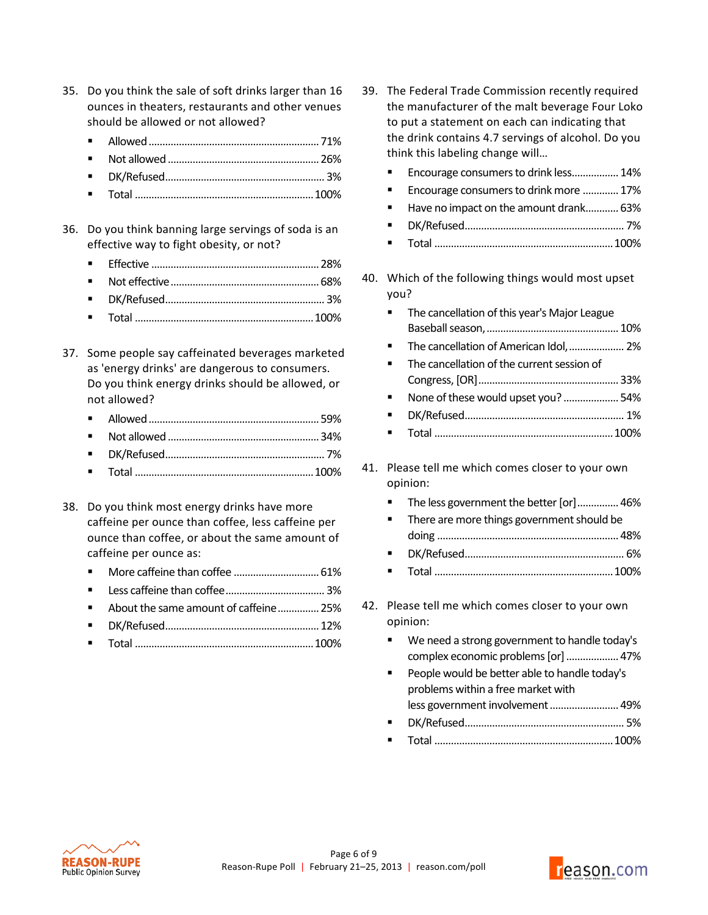35. Do you think the sale of soft drinks larger than 16 ounces in theaters, restaurants and other venues should be allowed or not allowed?

- Allowed ........................................................... 71%
- Not allowed ...................................................... 26%
- DK/Refused ...................................................... 3%
- Total .............................................................. 100%

36. Do you think banning large servings of soda is an effective way to fight obesity, or not?

- Effective .......................................................... 28%
- Not effective .................................................... 68%
- DK/Refused ...................................................... 3%
- Total .............................................................. 100%

37. Some people say caffeinated beverages marketed as 'energy drinks' are dangerous to consumers. Do you think energy drinks should be allowed, or not allowed?

- Allowed ........................................................... 59%
- Not allowed ...................................................... 34%
- DK/Refused ...................................................... 7%
- Total .............................................................. 100%

38. Do you think most energy drinks have more caffeine per ounce than coffee, less caffeine per ounce than coffee, or about the same amount of caffeine per ounce as:

- More caffeine than coffee .............................. 61%
- Less caffeine than coffee ................................ 3%
- About the same amount of caffeine ............... 25%
- DK/Refused ...................................................... 12%
- Total .............................................................. 100%

39. The Federal Trade Commission recently required the manufacturer of the malt beverage Four Loko to put a statement on each can indicating that the drink contains 4.7 servings of alcohol. Do you think this labeling change will…

- Encourage consumers to drink less ................. 14%
- Encourage consumers to drink more ............. 17%
- Have no impact on the amount drank ............ 63%
- DK/Refused ...................................................... 7%
- Total .............................................................. 100%

40. Which of the following things would most upset you?

- The cancellation of this year's Major League Baseball season, ............................................... 10%
- The cancellation of American Idol, .................... 2%
- The cancellation of the current session of Congress, [OR] .................................................. 33%
- None of these would upset you? .................... 54%
- DK/Refused ...................................................... 1%
- Total .............................................................. 100%

41. Please tell me which comes closer to your own opinion:

- The less government the better [or] ............... 46%
- There are more things government should be doing ................................................................ 48%
- DK/Refused ...................................................... 6%
- Total .............................................................. 100%

42. Please tell me which comes closer to your own opinion:

- We need a strong government to handle today's complex economic problems [or] .................. 47%
- People would be better able to handle today's problems within a free market with less government involvement ......................... 49%
- DK/Refused ...................................................... 5%
- Total .............................................................. 100%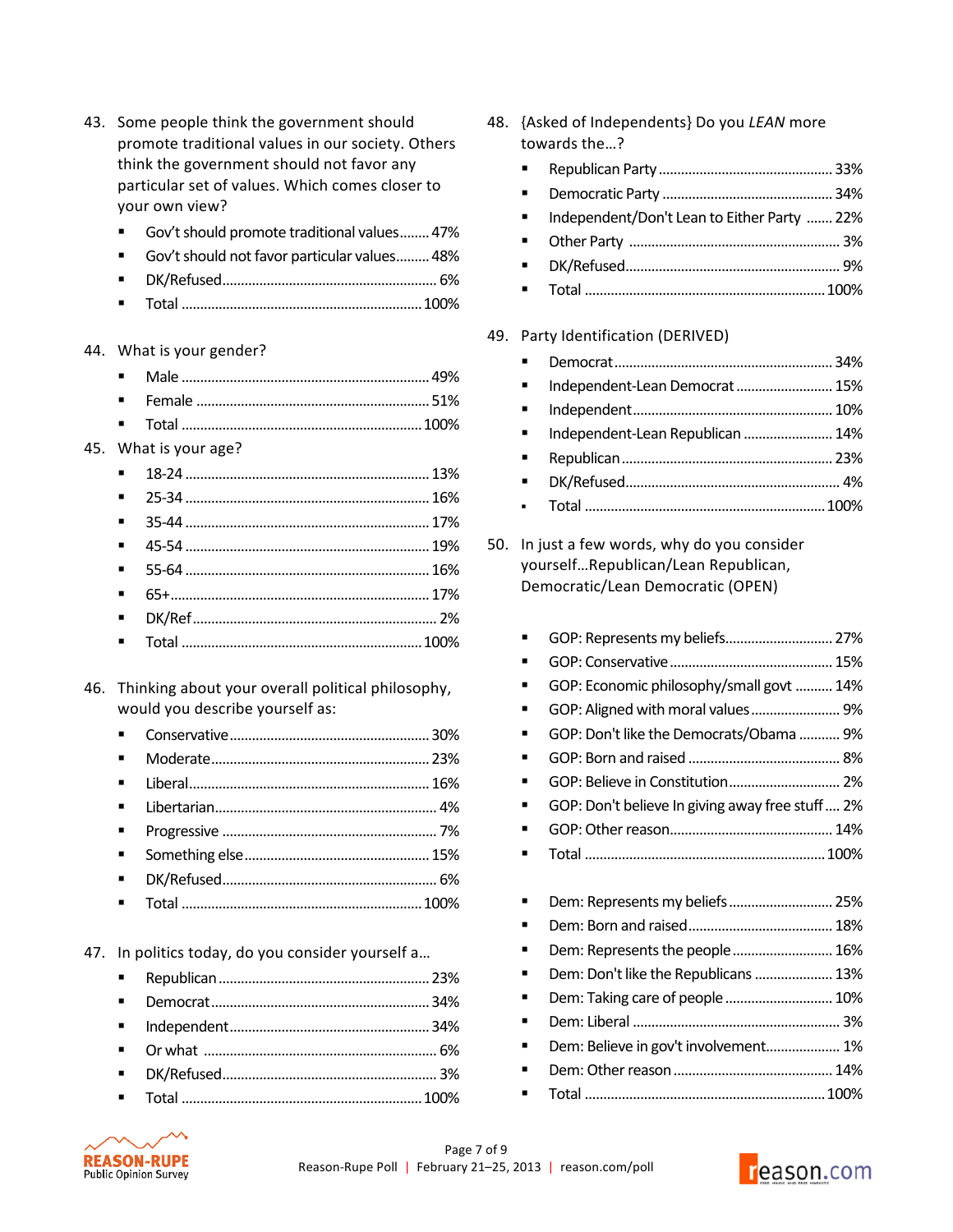43. Some people think the government should promote traditional values in our society. Others think the government should not favor any particular set of values. Which comes closer to your own view?

- Gov't should promote traditional values........ 47%
- Gov't should not favor particular values......... 48%
- DK/Refused.......................................................... 6%
- Total ................................................................. 100%

44. What is your gender?

- Male ................................................................... 49%
- Female ............................................................... 51%
- Total ................................................................. 100%

45. What is your age?

- 18-24 .................................................................. 13%
- 25-34 .................................................................. 16%
- 35-44 .................................................................. 17%
- 45-54 .................................................................. 19%
- 55-64 .................................................................. 16%
- 65+...................................................................... 17%
- DK/Ref.................................................................. 2%
- Total ................................................................. 100%

46. Thinking about your overall political philosophy, would you describe yourself as:

- Conservative...................................................... 30%
- Moderate........................................................... 23%
- Liberal................................................................. 16%
- Libertarian............................................................ 4%
- Progressive .......................................................... 7%
- Something else.................................................. 15%
- DK/Refused.......................................................... 6%
- Total ................................................................. 100%

47. In politics today, do you consider yourself a…

- Republican ......................................................... 23%
- Democrat........................................................... 34%
- Independent...................................................... 34%
- Or what .............................................................. 6%
- DK/Refused.......................................................... 3%
- Total ................................................................. 100%

48. {Asked of Independents} Do you *LEAN* more towards the…?

- Republican Party .............................................. 33%
- Democratic Party .............................................. 34%
- Independent/Don't Lean to Either Party ....... 22%
- Other Party ......................................................... 3%
- DK/Refused.......................................................... 9%
- Total ................................................................. 100%

49. Party Identification (DERIVED)

- Democrat........................................................... 34%
- Independent-Lean Democrat .......................... 15%
- Independent...................................................... 10%
- Independent-Lean Republican ........................ 14%
- Republican ......................................................... 23%
- DK/Refused.......................................................... 4%
- Total ................................................................. 100%

50. In just a few words, why do you consider yourself…Republican/Lean Republican, Democratic/Lean Democratic (OPEN)

- GOP: Represents my beliefs............................. 27%
- GOP: Conservative ............................................ 15%
- GOP: Economic philosophy/small govt .......... 14%
- GOP: Aligned with moral values ........................ 9%
- GOP: Don't like the Democrats/Obama ........... 9%
- GOP: Born and raised ......................................... 8%
- GOP: Believe in Constitution.............................. 2%
- GOP: Don't believe In giving away free stuff .... 2%
- GOP: Other reason............................................ 14%
- Total ................................................................. 100%

- Dem: Represents my beliefs ............................ 25%
- Dem: Born and raised....................................... 18%
- Dem: Represents the people ........................... 16%
- Dem: Don't like the Republicans ..................... 13%
- Dem: Taking care of people ............................. 10%
- Dem: Liberal ........................................................ 3%
- Dem: Believe in gov't involvement.................... 1%
- Dem: Other reason ........................................... 14%
- Total ................................................................. 100%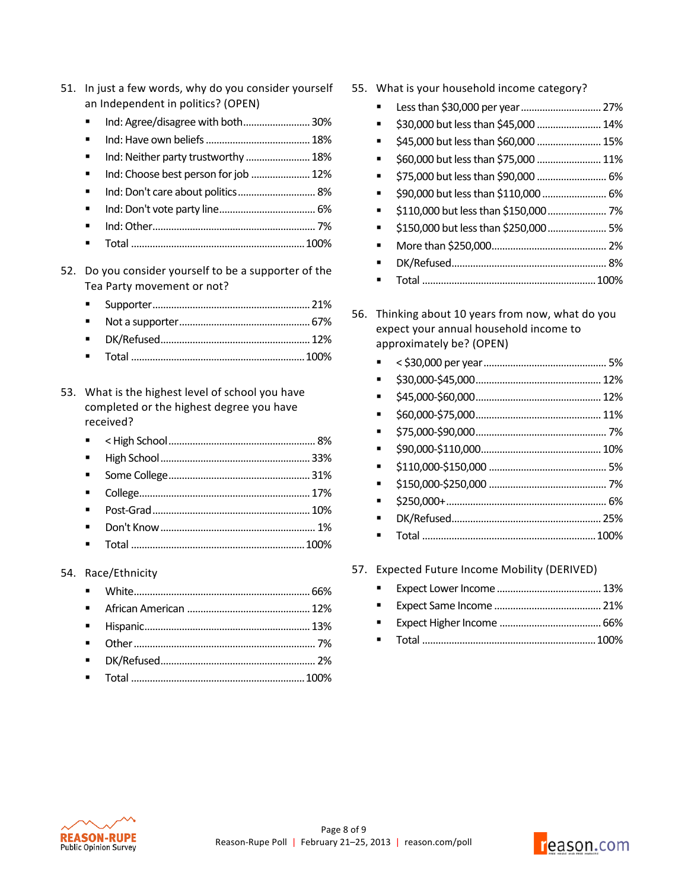51. In just a few words, why do you consider yourself an Independent in politics? (OPEN)
    - Ind: Agree/disagree with both........................ 30%
    - Ind: Have own beliefs ...................................... 18%
    - Ind: Neither party trustworthy ....................... 18%
    - Ind: Choose best person for job ..................... 12%
    - Ind: Don't care about politics............................ 8%
    - Ind: Don't vote party line.................................. 6%
    - Ind: Other........................................................... 7%
    - Total ............................................................... 100%

52. Do you consider yourself to be a supporter of the Tea Party movement or not?
    - Supporter......................................................... 21%
    - Not a supporter................................................ 67%
    - DK/Refused...................................................... 12%
    - Total ............................................................... 100%

53. What is the highest level of school you have completed or the highest degree you have received?
    - < High School ..................................................... 8%
    - High School ...................................................... 33%
    - Some College.................................................... 31%
    - College.............................................................. 17%
    - Post-Grad......................................................... 10%
    - Don't Know ........................................................ 1%
    - Total ............................................................... 100%

54. Race/Ethnicity
    - White................................................................ 66%
    - African American ............................................. 12%
    - Hispanic............................................................ 13%
    - Other .................................................................. 7%
    - DK/Refused........................................................ 2%
    - Total ............................................................... 100%

55. What is your household income category?
    - Less than $30,000 per year ............................ 27%
    - $30,000 but less than $45,000 ....................... 14%
    - $45,000 but less than $60,000 ....................... 15%
    - $60,000 but less than $75,000 ....................... 11%
    - $75,000 but less than $90,000 ......................... 6%
    - $90,000 but less than $110,000 ....................... 6%
    - $110,000 but less than $150,000 ..................... 7%
    - $150,000 but less than $250,000 ..................... 5%
    - More than $250,000.......................................... 2%
    - DK/Refused........................................................ 8%
    - Total ............................................................... 100%

56. Thinking about 10 years from now, what do you expect your annual household income to approximately be? (OPEN)
    - < $30,000 per year ............................................. 5%
    - $30,000-$45,000.............................................. 12%
    - $45,000-$60,000.............................................. 12%
    - $60,000-$75,000.............................................. 11%
    - $75,000-$90,000................................................ 7%
    - $90,000-$110,000............................................ 10%
    - $110,000-$150,000 ........................................... 5%
    - $150,000-$250,000 ........................................... 7%
    - $250,000+.......................................................... 6%
    - DK/Refused...................................................... 25%
    - Total ............................................................... 100%

57. Expected Future Income Mobility (DERIVED)
    - Expect Lower Income ...................................... 13%
    - Expect Same Income ....................................... 21%
    - Expect Higher Income ..................................... 66%
    - Total ............................................................... 100%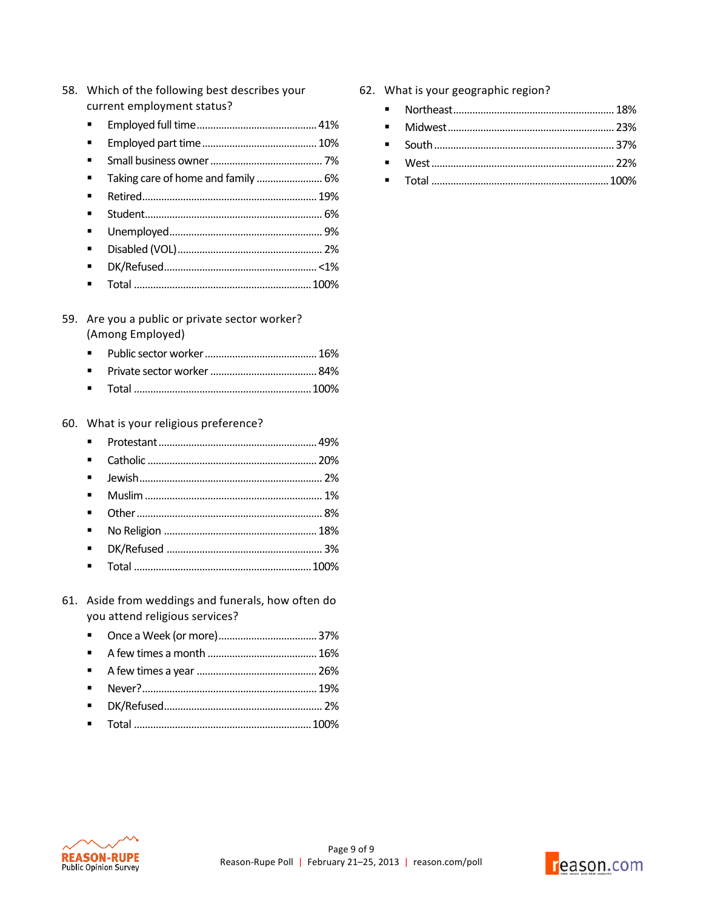58. Which of the following best describes your current employment status?

- Employed full time........................................... 41%
- Employed part time.......................................... 10%
- Small business owner......................................... 7%
- Taking care of home and family......................... 6%
- Retired............................................................... 19%
- Student................................................................ 6%
- Unemployed........................................................ 9%
- Disabled (VOL).................................................... 2%
- DK/Refused....................................................... <1%
- Total ................................................................ 100%

59. Are you a public or private sector worker? (Among Employed)

- Public sector worker......................................... 16%
- Private sector worker....................................... 84%
- Total ................................................................ 100%

60. What is your religious preference?

- Protestant.......................................................... 49%
- Catholic ............................................................. 20%
- Jewish................................................................. 2%
- Muslim ............................................................... 1%
- Other.................................................................. 8%
- No Religion ....................................................... 18%
- DK/Refused ........................................................ 3%
- Total ................................................................ 100%

61. Aside from weddings and funerals, how often do you attend religious services?

- Once a Week (or more).................................... 37%
- A few times a month ........................................ 16%
- A few times a year ........................................... 26%
- Never?............................................................... 19%
- DK/Refused......................................................... 2%
- Total ................................................................ 100%

62. What is your geographic region?

- Northeast.......................................................... 18%
- Midwest............................................................ 23%
- South ................................................................ 37%
- West.................................................................. 22%
- Total ............................................................... 100%